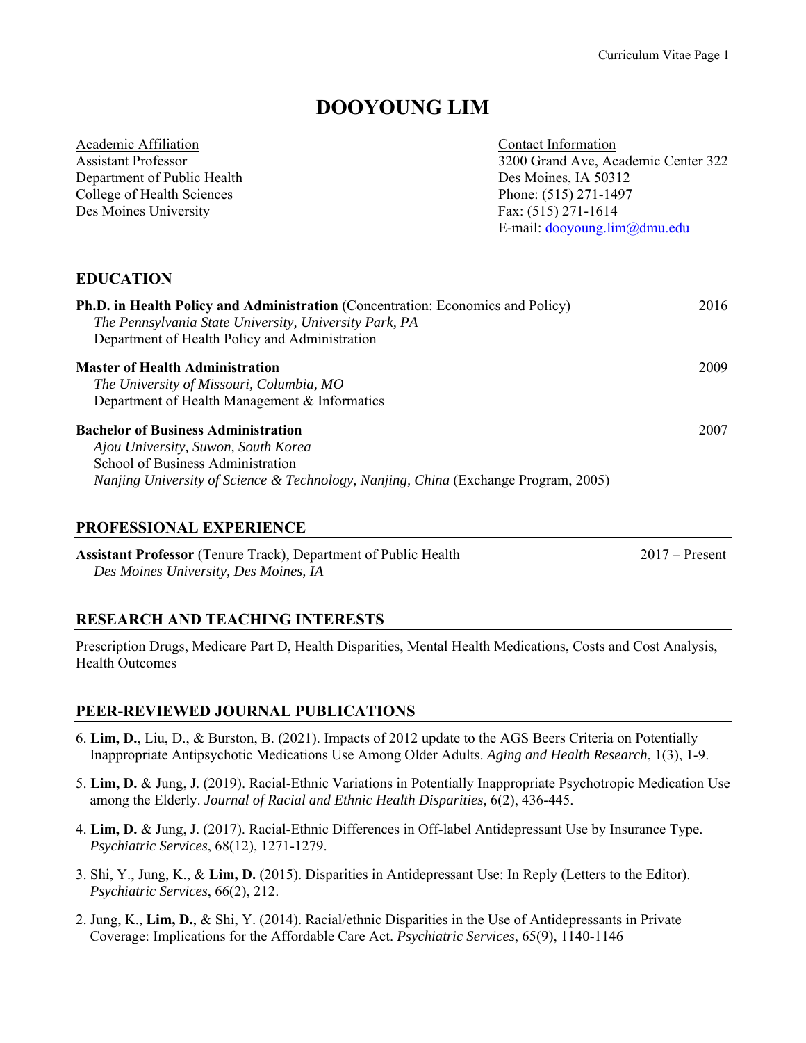# DOOYOUNG LIM

<u>Academic Affiliation</u>
Assistant Professor
Department of Public Health
College of Health Sciences
Des Moines University

<u>Contact Information</u>
3200 Grand Ave, Academic Center 322
Des Moines, IA 50312
Phone: (515) 271-1497
Fax: (515) 271-1614
E-mail: dooyoung.lim@dmu.edu

## EDUCATION

**Ph.D. in Health Policy and Administration** (Concentration: Economics and Policy) — 2016
*The Pennsylvania State University, University Park, PA*
Department of Health Policy and Administration

**Master of Health Administration** — 2009
*The University of Missouri, Columbia, MO*
Department of Health Management & Informatics

**Bachelor of Business Administration** — 2007
*Ajou University, Suwon, South Korea*
School of Business Administration
*Nanjing University of Science & Technology, Nanjing, China* (Exchange Program, 2005)

## PROFESSIONAL EXPERIENCE

**Assistant Professor** (Tenure Track), Department of Public Health — 2017 – Present
*Des Moines University, Des Moines, IA*

## RESEARCH AND TEACHING INTERESTS

Prescription Drugs, Medicare Part D, Health Disparities, Mental Health Medications, Costs and Cost Analysis, Health Outcomes

## PEER-REVIEWED JOURNAL PUBLICATIONS

6. **Lim, D.**, Liu, D., & Burston, B. (2021). Impacts of 2012 update to the AGS Beers Criteria on Potentially Inappropriate Antipsychotic Medications Use Among Older Adults. *Aging and Health Research*, 1(3), 1-9.

5. **Lim, D.** & Jung, J. (2019). Racial-Ethnic Variations in Potentially Inappropriate Psychotropic Medication Use among the Elderly. *Journal of Racial and Ethnic Health Disparities*, 6(2), 436-445.

4. **Lim, D.** & Jung, J. (2017). Racial-Ethnic Differences in Off-label Antidepressant Use by Insurance Type. *Psychiatric Services*, 68(12), 1271-1279.

3. Shi, Y., Jung, K., & **Lim, D.** (2015). Disparities in Antidepressant Use: In Reply (Letters to the Editor). *Psychiatric Services*, 66(2), 212.

2. Jung, K., **Lim, D.**, & Shi, Y. (2014). Racial/ethnic Disparities in the Use of Antidepressants in Private Coverage: Implications for the Affordable Care Act. *Psychiatric Services*, 65(9), 1140-1146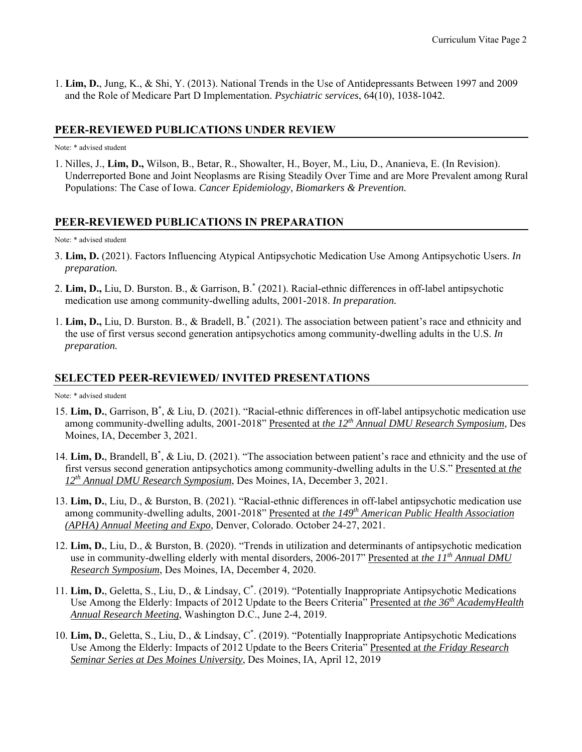1. **Lim, D.**, Jung, K., & Shi, Y. (2013). National Trends in the Use of Antidepressants Between 1997 and 2009 and the Role of Medicare Part D Implementation. *Psychiatric services*, 64(10), 1038-1042.

## PEER-REVIEWED PUBLICATIONS UNDER REVIEW

Note: * advised student

1. Nilles, J., **Lim, D.,** Wilson, B., Betar, R., Showalter, H., Boyer, M., Liu, D., Ananieva, E. (In Revision). Underreported Bone and Joint Neoplasms are Rising Steadily Over Time and are More Prevalent among Rural Populations: The Case of Iowa. *Cancer Epidemiology, Biomarkers & Prevention.*

## PEER-REVIEWED PUBLICATIONS IN PREPARATION

Note: * advised student

3. **Lim, D.** (2021). Factors Influencing Atypical Antipsychotic Medication Use Among Antipsychotic Users. *In preparation.*

2. **Lim, D.,** Liu, D. Burston. B., & Garrison, B.* (2021). Racial-ethnic differences in off-label antipsychotic medication use among community-dwelling adults, 2001-2018. *In preparation.*

1. **Lim, D.,** Liu, D. Burston. B., & Bradell, B.* (2021). The association between patient's race and ethnicity and the use of first versus second generation antipsychotics among community-dwelling adults in the U.S. *In preparation.*

## SELECTED PEER-REVIEWED/ INVITED PRESENTATIONS

Note: * advised student

15. **Lim, D.**, Garrison, B*, & Liu, D. (2021). "Racial-ethnic differences in off-label antipsychotic medication use among community-dwelling adults, 2001-2018" Presented at *the 12th Annual DMU Research Symposium*, Des Moines, IA, December 3, 2021.

14. **Lim, D.**, Brandell, B*, & Liu, D. (2021). "The association between patient's race and ethnicity and the use of first versus second generation antipsychotics among community-dwelling adults in the U.S." Presented at *the 12th Annual DMU Research Symposium*, Des Moines, IA, December 3, 2021.

13. **Lim, D.**, Liu, D., & Burston, B. (2021). "Racial-ethnic differences in off-label antipsychotic medication use among community-dwelling adults, 2001-2018" Presented at *the 149th American Public Health Association (APHA) Annual Meeting and Expo*, Denver, Colorado. October 24-27, 2021.

12. **Lim, D.**, Liu, D., & Burston, B. (2020). "Trends in utilization and determinants of antipsychotic medication use in community-dwelling elderly with mental disorders, 2006-2017" Presented at *the 11th Annual DMU Research Symposium*, Des Moines, IA, December 4, 2020.

11. **Lim, D.**, Geletta, S., Liu, D., & Lindsay, C*. (2019). "Potentially Inappropriate Antipsychotic Medications Use Among the Elderly: Impacts of 2012 Update to the Beers Criteria" Presented at *the 36th AcademyHealth Annual Research Meeting*, Washington D.C., June 2-4, 2019.

10. **Lim, D.**, Geletta, S., Liu, D., & Lindsay, C*. (2019). "Potentially Inappropriate Antipsychotic Medications Use Among the Elderly: Impacts of 2012 Update to the Beers Criteria" Presented at *the Friday Research Seminar Series at Des Moines University*, Des Moines, IA, April 12, 2019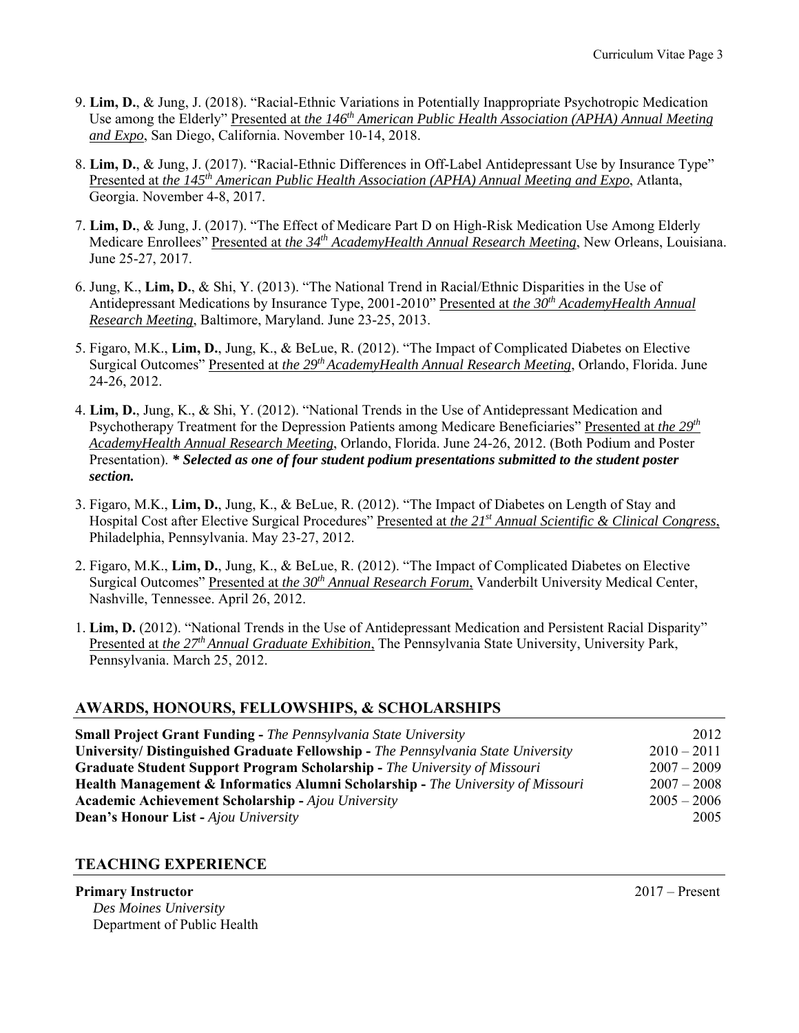9. **Lim, D.**, & Jung, J. (2018). "Racial-Ethnic Variations in Potentially Inappropriate Psychotropic Medication Use among the Elderly" Presented at *the 146th American Public Health Association (APHA) Annual Meeting and Expo*, San Diego, California. November 10-14, 2018.

8. **Lim, D.**, & Jung, J. (2017). "Racial-Ethnic Differences in Off-Label Antidepressant Use by Insurance Type" Presented at *the 145th American Public Health Association (APHA) Annual Meeting and Expo*, Atlanta, Georgia. November 4-8, 2017.

7. **Lim, D.**, & Jung, J. (2017). "The Effect of Medicare Part D on High-Risk Medication Use Among Elderly Medicare Enrollees" Presented at *the 34th AcademyHealth Annual Research Meeting*, New Orleans, Louisiana. June 25-27, 2017.

6. Jung, K., **Lim, D.**, & Shi, Y. (2013). "The National Trend in Racial/Ethnic Disparities in the Use of Antidepressant Medications by Insurance Type, 2001-2010" Presented at *the 30th AcademyHealth Annual Research Meeting*, Baltimore, Maryland. June 23-25, 2013.

5. Figaro, M.K., **Lim, D.**, Jung, K., & BeLue, R. (2012). "The Impact of Complicated Diabetes on Elective Surgical Outcomes" Presented at *the 29th AcademyHealth Annual Research Meeting*, Orlando, Florida. June 24-26, 2012.

4. **Lim, D.**, Jung, K., & Shi, Y. (2012). "National Trends in the Use of Antidepressant Medication and Psychotherapy Treatment for the Depression Patients among Medicare Beneficiaries" Presented at *the 29th AcademyHealth Annual Research Meeting*, Orlando, Florida. June 24-26, 2012. (Both Podium and Poster Presentation). ***\* Selected as one of four student podium presentations submitted to the student poster section.***

3. Figaro, M.K., **Lim, D.**, Jung, K., & BeLue, R. (2012). "The Impact of Diabetes on Length of Stay and Hospital Cost after Elective Surgical Procedures" Presented at *the 21st Annual Scientific & Clinical Congress*, Philadelphia, Pennsylvania. May 23-27, 2012.

2. Figaro, M.K., **Lim, D.**, Jung, K., & BeLue, R. (2012). "The Impact of Complicated Diabetes on Elective Surgical Outcomes" Presented at *the 30th Annual Research Forum*, Vanderbilt University Medical Center, Nashville, Tennessee. April 26, 2012.

1. **Lim, D.** (2012). "National Trends in the Use of Antidepressant Medication and Persistent Racial Disparity" Presented at *the 27th Annual Graduate Exhibition*, The Pennsylvania State University, University Park, Pennsylvania. March 25, 2012.

## AWARDS, HONOURS, FELLOWSHIPS, & SCHOLARSHIPS

| | |
|---|---|
| **Small Project Grant Funding -** *The Pennsylvania State University* | 2012 |
| **University/ Distinguished Graduate Fellowship -** *The Pennsylvania State University* | 2010 – 2011 |
| **Graduate Student Support Program Scholarship -** *The University of Missouri* | 2007 – 2009 |
| **Health Management & Informatics Alumni Scholarship -** *The University of Missouri* | 2007 – 2008 |
| **Academic Achievement Scholarship -** *Ajou University* | 2005 – 2006 |
| **Dean's Honour List -** *Ajou University* | 2005 |

## TEACHING EXPERIENCE

**Primary Instructor** 2017 – Present
*Des Moines University*
Department of Public Health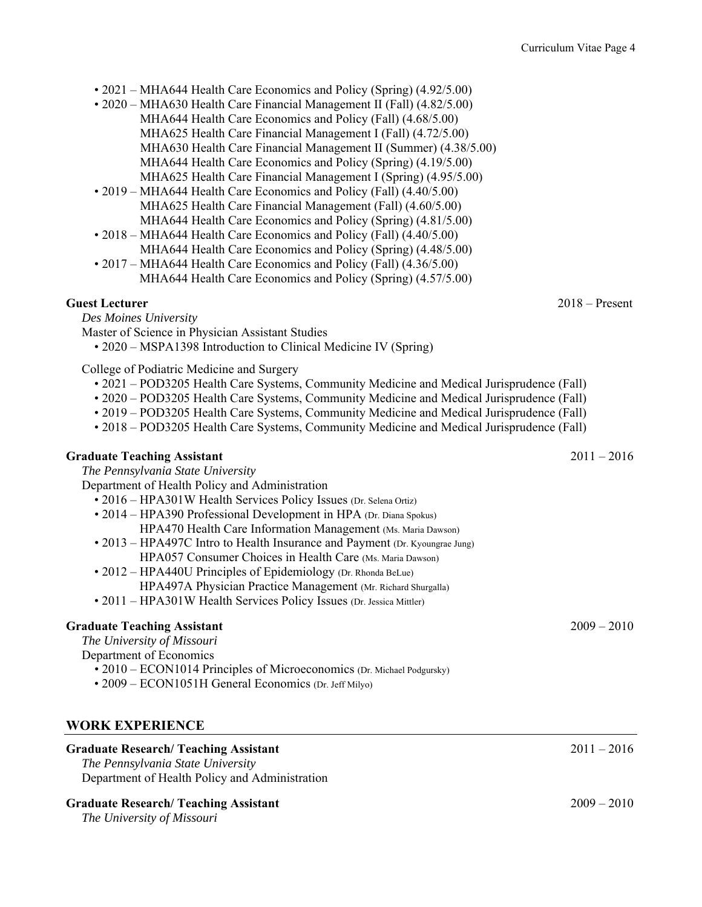- 2021 – MHA644 Health Care Economics and Policy (Spring) (4.92/5.00)
- 2020 – MHA630 Health Care Financial Management II (Fall) (4.82/5.00)
  MHA644 Health Care Economics and Policy (Fall) (4.68/5.00)
  MHA625 Health Care Financial Management I (Fall) (4.72/5.00)
  MHA630 Health Care Financial Management II (Summer) (4.38/5.00)
  MHA644 Health Care Economics and Policy (Spring) (4.19/5.00)
  MHA625 Health Care Financial Management I (Spring) (4.95/5.00)
- 2019 – MHA644 Health Care Economics and Policy (Fall) (4.40/5.00)
  MHA625 Health Care Financial Management (Fall) (4.60/5.00)
  MHA644 Health Care Economics and Policy (Spring) (4.81/5.00)
- 2018 – MHA644 Health Care Economics and Policy (Fall) (4.40/5.00)
  MHA644 Health Care Economics and Policy (Spring) (4.48/5.00)
- 2017 – MHA644 Health Care Economics and Policy (Fall) (4.36/5.00)
  MHA644 Health Care Economics and Policy (Spring) (4.57/5.00)

**Guest Lecturer** 2018 – Present

*Des Moines University*

Master of Science in Physician Assistant Studies

- 2020 – MSPA1398 Introduction to Clinical Medicine IV (Spring)

College of Podiatric Medicine and Surgery

- 2021 – POD3205 Health Care Systems, Community Medicine and Medical Jurisprudence (Fall)
- 2020 – POD3205 Health Care Systems, Community Medicine and Medical Jurisprudence (Fall)
- 2019 – POD3205 Health Care Systems, Community Medicine and Medical Jurisprudence (Fall)
- 2018 – POD3205 Health Care Systems, Community Medicine and Medical Jurisprudence (Fall)

**Graduate Teaching Assistant** 2011 – 2016

*The Pennsylvania State University*

Department of Health Policy and Administration

- 2016 – HPA301W Health Services Policy Issues (Dr. Selena Ortiz)
- 2014 – HPA390 Professional Development in HPA (Dr. Diana Spokus)
  HPA470 Health Care Information Management (Ms. Maria Dawson)
- 2013 – HPA497C Intro to Health Insurance and Payment (Dr. Kyoungrae Jung)
  HPA057 Consumer Choices in Health Care (Ms. Maria Dawson)
- 2012 – HPA440U Principles of Epidemiology (Dr. Rhonda BeLue)
  HPA497A Physician Practice Management (Mr. Richard Shurgalla)
- 2011 – HPA301W Health Services Policy Issues (Dr. Jessica Mittler)

**Graduate Teaching Assistant** 2009 – 2010

*The University of Missouri*

Department of Economics

- 2010 – ECON1014 Principles of Microeconomics (Dr. Michael Podgursky)
- 2009 – ECON1051H General Economics (Dr. Jeff Milyo)

## WORK EXPERIENCE

**Graduate Research/ Teaching Assistant** 2011 – 2016

*The Pennsylvania State University*

Department of Health Policy and Administration

**Graduate Research/ Teaching Assistant** 2009 – 2010

*The University of Missouri*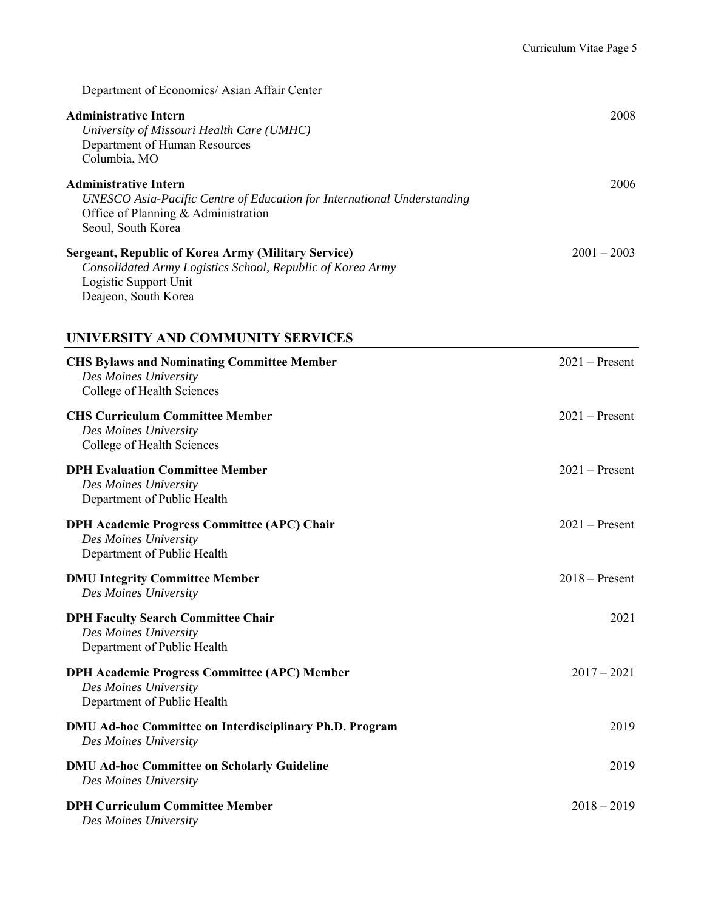Department of Economics/ Asian Affair Center

**Administrative Intern** — 2008
*University of Missouri Health Care (UMHC)*
Department of Human Resources
Columbia, MO

**Administrative Intern** — 2006
*UNESCO Asia-Pacific Centre of Education for International Understanding*
Office of Planning & Administration
Seoul, South Korea

**Sergeant, Republic of Korea Army (Military Service)** — 2001 – 2003
*Consolidated Army Logistics School, Republic of Korea Army*
Logistic Support Unit
Deajeon, South Korea

## UNIVERSITY AND COMMUNITY SERVICES

**CHS Bylaws and Nominating Committee Member** — 2021 – Present
*Des Moines University*
College of Health Sciences

**CHS Curriculum Committee Member** — 2021 – Present
*Des Moines University*
College of Health Sciences

**DPH Evaluation Committee Member** — 2021 – Present
*Des Moines University*
Department of Public Health

**DPH Academic Progress Committee (APC) Chair** — 2021 – Present
*Des Moines University*
Department of Public Health

**DMU Integrity Committee Member** — 2018 – Present
*Des Moines University*

**DPH Faculty Search Committee Chair** — 2021
*Des Moines University*
Department of Public Health

**DPH Academic Progress Committee (APC) Member** — 2017 – 2021
*Des Moines University*
Department of Public Health

**DMU Ad-hoc Committee on Interdisciplinary Ph.D. Program** — 2019
*Des Moines University*

**DMU Ad-hoc Committee on Scholarly Guideline** — 2019
*Des Moines University*

**DPH Curriculum Committee Member** — 2018 – 2019
*Des Moines University*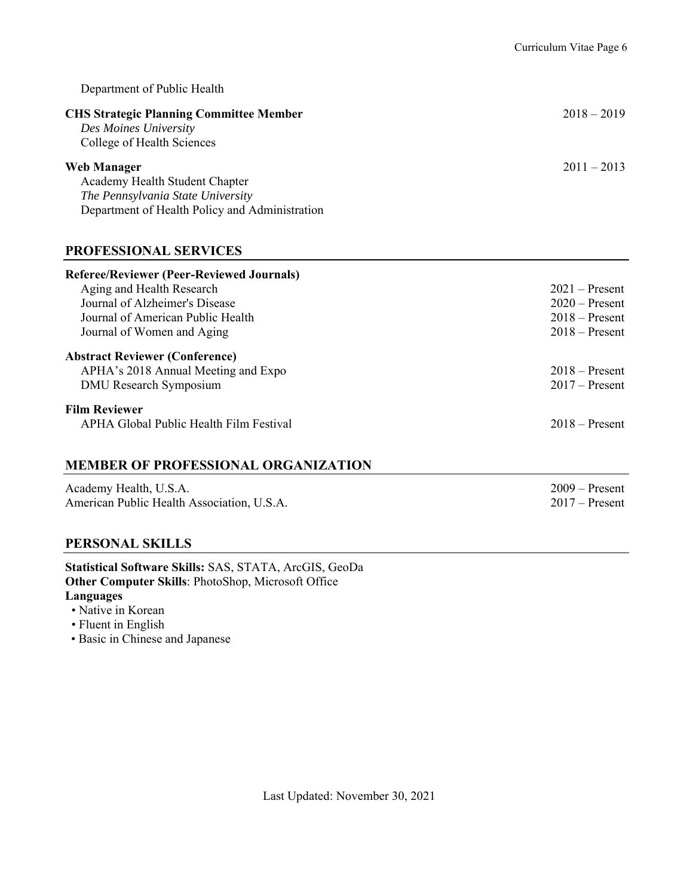Department of Public Health

**CHS Strategic Planning Committee Member** 2018 – 2019
*Des Moines University*
College of Health Sciences

**Web Manager** 2011 – 2013
Academy Health Student Chapter
*The Pennsylvania State University*
Department of Health Policy and Administration

## PROFESSIONAL SERVICES

**Referee/Reviewer (Peer-Reviewed Journals)**

Aging and Health Research 2021 – Present
Journal of Alzheimer's Disease 2020 – Present
Journal of American Public Health 2018 – Present
Journal of Women and Aging 2018 – Present

**Abstract Reviewer (Conference)**

APHA's 2018 Annual Meeting and Expo 2018 – Present
DMU Research Symposium 2017 – Present

**Film Reviewer**

APHA Global Public Health Film Festival 2018 – Present

## MEMBER OF PROFESSIONAL ORGANIZATION

Academy Health, U.S.A. 2009 – Present
American Public Health Association, U.S.A. 2017 – Present

## PERSONAL SKILLS

**Statistical Software Skills:** SAS, STATA, ArcGIS, GeoDa
**Other Computer Skills**: PhotoShop, Microsoft Office
**Languages**

- Native in Korean
- Fluent in English
- Basic in Chinese and Japanese

Last Updated: November 30, 2021